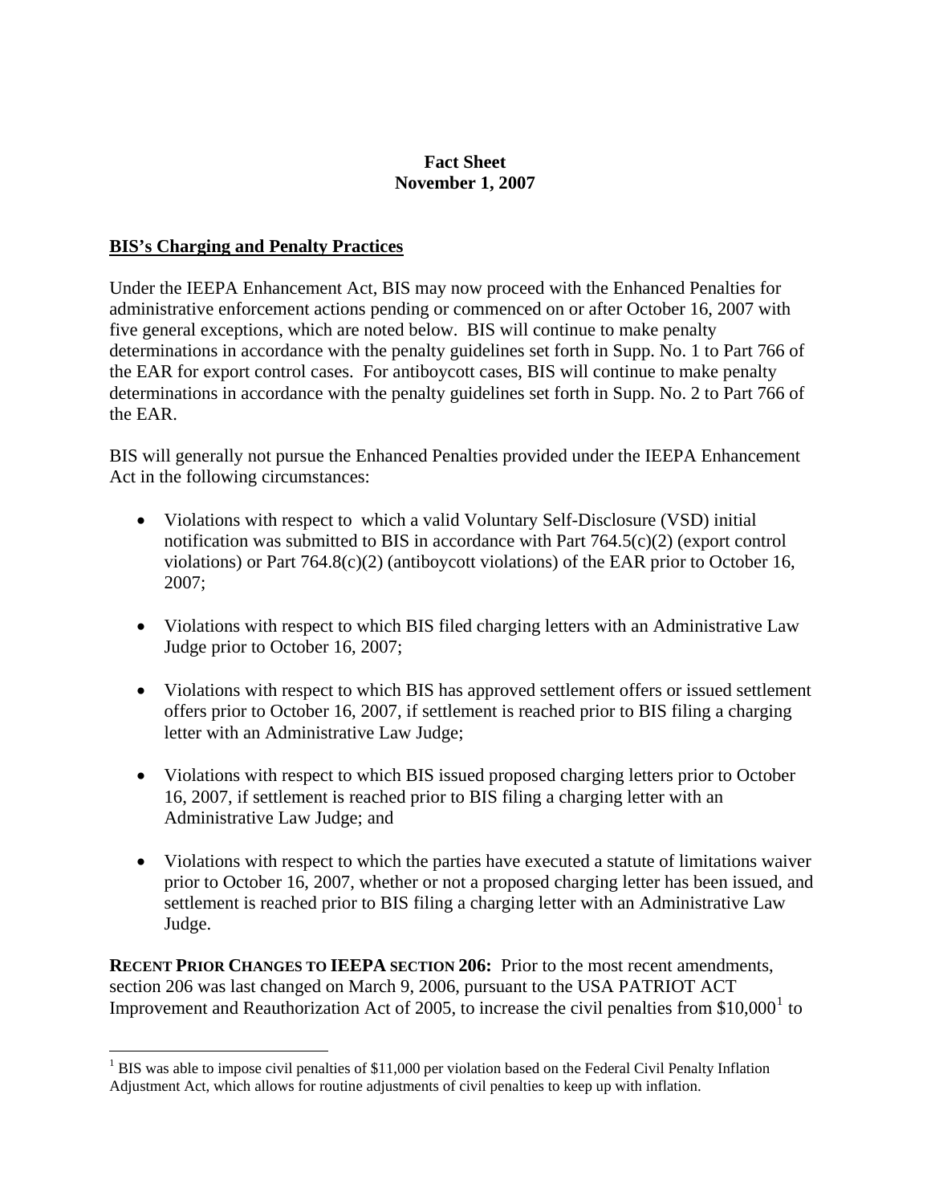**Fact Sheet**
**November 1, 2007**

## BIS's Charging and Penalty Practices

Under the IEEPA Enhancement Act, BIS may now proceed with the Enhanced Penalties for administrative enforcement actions pending or commenced on or after October 16, 2007 with five general exceptions, which are noted below. BIS will continue to make penalty determinations in accordance with the penalty guidelines set forth in Supp. No. 1 to Part 766 of the EAR for export control cases. For antiboycott cases, BIS will continue to make penalty determinations in accordance with the penalty guidelines set forth in Supp. No. 2 to Part 766 of the EAR.

BIS will generally not pursue the Enhanced Penalties provided under the IEEPA Enhancement Act in the following circumstances:

- Violations with respect to which a valid Voluntary Self-Disclosure (VSD) initial notification was submitted to BIS in accordance with Part 764.5(c)(2) (export control violations) or Part 764.8(c)(2) (antiboycott violations) of the EAR prior to October 16, 2007;
- Violations with respect to which BIS filed charging letters with an Administrative Law Judge prior to October 16, 2007;
- Violations with respect to which BIS has approved settlement offers or issued settlement offers prior to October 16, 2007, if settlement is reached prior to BIS filing a charging letter with an Administrative Law Judge;
- Violations with respect to which BIS issued proposed charging letters prior to October 16, 2007, if settlement is reached prior to BIS filing a charging letter with an Administrative Law Judge; and
- Violations with respect to which the parties have executed a statute of limitations waiver prior to October 16, 2007, whether or not a proposed charging letter has been issued, and settlement is reached prior to BIS filing a charging letter with an Administrative Law Judge.

**RECENT PRIOR CHANGES TO IEEPA SECTION 206:** Prior to the most recent amendments, section 206 was last changed on March 9, 2006, pursuant to the USA PATRIOT ACT Improvement and Reauthorization Act of 2005, to increase the civil penalties from $10,000[1] to

[1] BIS was able to impose civil penalties of $11,000 per violation based on the Federal Civil Penalty Inflation Adjustment Act, which allows for routine adjustments of civil penalties to keep up with inflation.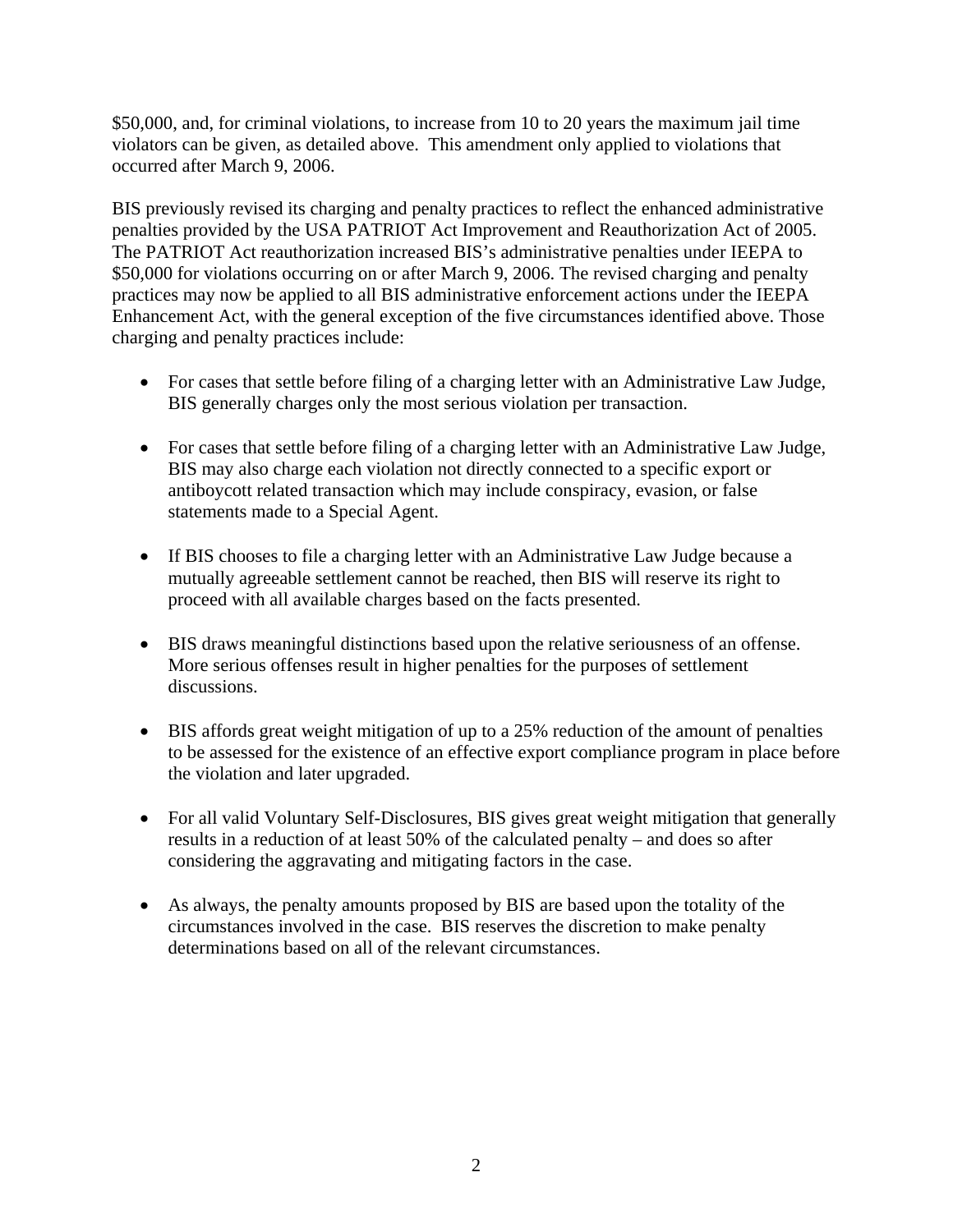$50,000, and, for criminal violations, to increase from 10 to 20 years the maximum jail time violators can be given, as detailed above. This amendment only applied to violations that occurred after March 9, 2006.

BIS previously revised its charging and penalty practices to reflect the enhanced administrative penalties provided by the USA PATRIOT Act Improvement and Reauthorization Act of 2005. The PATRIOT Act reauthorization increased BIS's administrative penalties under IEEPA to $50,000 for violations occurring on or after March 9, 2006. The revised charging and penalty practices may now be applied to all BIS administrative enforcement actions under the IEEPA Enhancement Act, with the general exception of the five circumstances identified above. Those charging and penalty practices include:

- For cases that settle before filing of a charging letter with an Administrative Law Judge, BIS generally charges only the most serious violation per transaction.
- For cases that settle before filing of a charging letter with an Administrative Law Judge, BIS may also charge each violation not directly connected to a specific export or antiboycott related transaction which may include conspiracy, evasion, or false statements made to a Special Agent.
- If BIS chooses to file a charging letter with an Administrative Law Judge because a mutually agreeable settlement cannot be reached, then BIS will reserve its right to proceed with all available charges based on the facts presented.
- BIS draws meaningful distinctions based upon the relative seriousness of an offense. More serious offenses result in higher penalties for the purposes of settlement discussions.
- BIS affords great weight mitigation of up to a 25% reduction of the amount of penalties to be assessed for the existence of an effective export compliance program in place before the violation and later upgraded.
- For all valid Voluntary Self-Disclosures, BIS gives great weight mitigation that generally results in a reduction of at least 50% of the calculated penalty – and does so after considering the aggravating and mitigating factors in the case.
- As always, the penalty amounts proposed by BIS are based upon the totality of the circumstances involved in the case. BIS reserves the discretion to make penalty determinations based on all of the relevant circumstances.